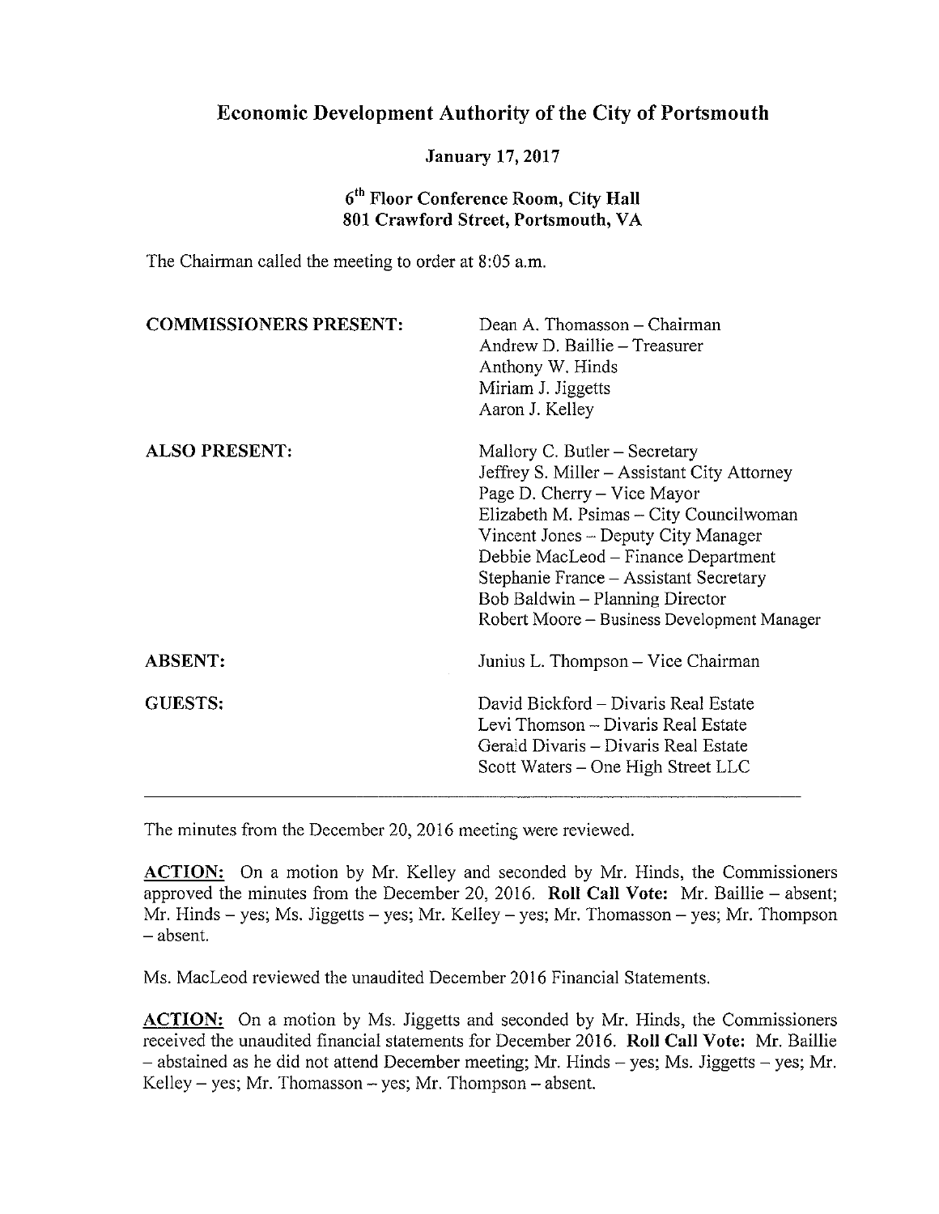# Economic Development Authority of the City of Portsmouth

**January 17, 2017**

**6th Floor Conference Room, City Hall**
**801 Crawford Street, Portsmouth, VA**

The Chairman called the meeting to order at 8:05 a.m.

| | |
|---|---|
| **COMMISSIONERS PRESENT:** | Dean A. Thomasson – Chairman<br>Andrew D. Baillie – Treasurer<br>Anthony W. Hinds<br>Miriam J. Jiggetts<br>Aaron J. Kelley |
| **ALSO PRESENT:** | Mallory C. Butler – Secretary<br>Jeffrey S. Miller – Assistant City Attorney<br>Page D. Cherry – Vice Mayor<br>Elizabeth M. Psimas – City Councilwoman<br>Vincent Jones – Deputy City Manager<br>Debbie MacLeod – Finance Department<br>Stephanie France – Assistant Secretary<br>Bob Baldwin – Planning Director<br>Robert Moore – Business Development Manager |
| **ABSENT:** | Junius L. Thompson – Vice Chairman |
| **GUESTS:** | David Bickford – Divaris Real Estate<br>Levi Thomson – Divaris Real Estate<br>Gerald Divaris – Divaris Real Estate<br>Scott Waters – One High Street LLC |

---

The minutes from the December 20, 2016 meeting were reviewed.

**ACTION:** On a motion by Mr. Kelley and seconded by Mr. Hinds, the Commissioners approved the minutes from the December 20, 2016. **Roll Call Vote:** Mr. Baillie – absent; Mr. Hinds – yes; Ms. Jiggetts – yes; Mr. Kelley – yes; Mr. Thomasson – yes; Mr. Thompson – absent.

Ms. MacLeod reviewed the unaudited December 2016 Financial Statements.

**ACTION:** On a motion by Ms. Jiggetts and seconded by Mr. Hinds, the Commissioners received the unaudited financial statements for December 2016. **Roll Call Vote:** Mr. Baillie – abstained as he did not attend December meeting; Mr. Hinds – yes; Ms. Jiggetts – yes; Mr. Kelley – yes; Mr. Thomasson – yes; Mr. Thompson – absent.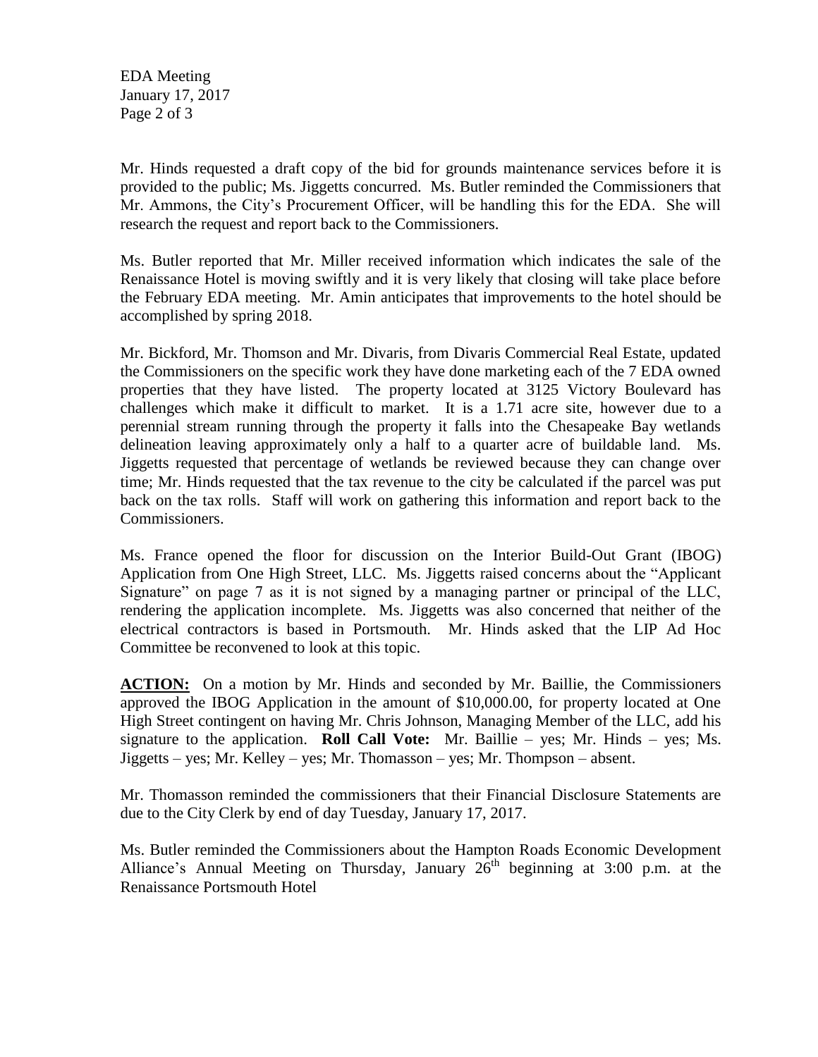Mr. Hinds requested a draft copy of the bid for grounds maintenance services before it is provided to the public; Ms. Jiggetts concurred. Ms. Butler reminded the Commissioners that Mr. Ammons, the City's Procurement Officer, will be handling this for the EDA. She will research the request and report back to the Commissioners.

Ms. Butler reported that Mr. Miller received information which indicates the sale of the Renaissance Hotel is moving swiftly and it is very likely that closing will take place before the February EDA meeting. Mr. Amin anticipates that improvements to the hotel should be accomplished by spring 2018.

Mr. Bickford, Mr. Thomson and Mr. Divaris, from Divaris Commercial Real Estate, updated the Commissioners on the specific work they have done marketing each of the 7 EDA owned properties that they have listed. The property located at 3125 Victory Boulevard has challenges which make it difficult to market. It is a 1.71 acre site, however due to a perennial stream running through the property it falls into the Chesapeake Bay wetlands delineation leaving approximately only a half to a quarter acre of buildable land. Ms. Jiggetts requested that percentage of wetlands be reviewed because they can change over time; Mr. Hinds requested that the tax revenue to the city be calculated if the parcel was put back on the tax rolls. Staff will work on gathering this information and report back to the Commissioners.

Ms. France opened the floor for discussion on the Interior Build-Out Grant (IBOG) Application from One High Street, LLC. Ms. Jiggetts raised concerns about the "Applicant Signature" on page 7 as it is not signed by a managing partner or principal of the LLC, rendering the application incomplete. Ms. Jiggetts was also concerned that neither of the electrical contractors is based in Portsmouth. Mr. Hinds asked that the LIP Ad Hoc Committee be reconvened to look at this topic.

**ACTION:** On a motion by Mr. Hinds and seconded by Mr. Baillie, the Commissioners approved the IBOG Application in the amount of $10,000.00, for property located at One High Street contingent on having Mr. Chris Johnson, Managing Member of the LLC, add his signature to the application. **Roll Call Vote:** Mr. Baillie – yes; Mr. Hinds – yes; Ms. Jiggetts – yes; Mr. Kelley – yes; Mr. Thomasson – yes; Mr. Thompson – absent.

Mr. Thomasson reminded the commissioners that their Financial Disclosure Statements are due to the City Clerk by end of day Tuesday, January 17, 2017.

Ms. Butler reminded the Commissioners about the Hampton Roads Economic Development Alliance's Annual Meeting on Thursday, January 26th beginning at 3:00 p.m. at the Renaissance Portsmouth Hotel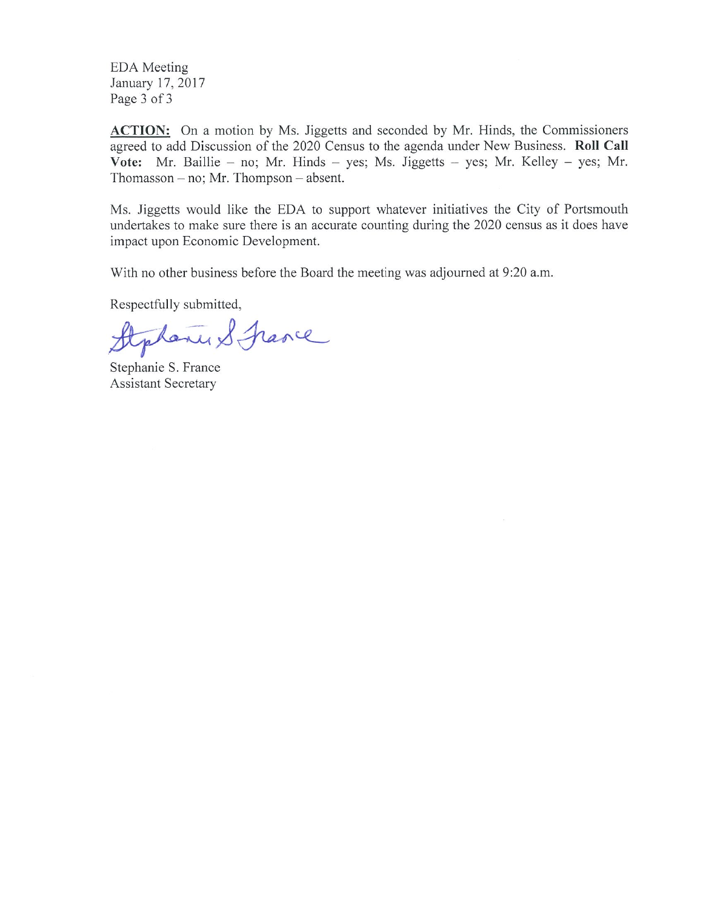**ACTION:** On a motion by Ms. Jiggetts and seconded by Mr. Hinds, the Commissioners agreed to add Discussion of the 2020 Census to the agenda under New Business. **Roll Call Vote:** Mr. Baillie – no; Mr. Hinds – yes; Ms. Jiggetts – yes; Mr. Kelley – yes; Mr. Thomasson – no; Mr. Thompson – absent.

Ms. Jiggetts would like the EDA to support whatever initiatives the City of Portsmouth undertakes to make sure there is an accurate counting during the 2020 census as it does have impact upon Economic Development.

With no other business before the Board the meeting was adjourned at 9:20 a.m.

Respectfully submitted,

Stephanie S. France

Stephanie S. France
Assistant Secretary